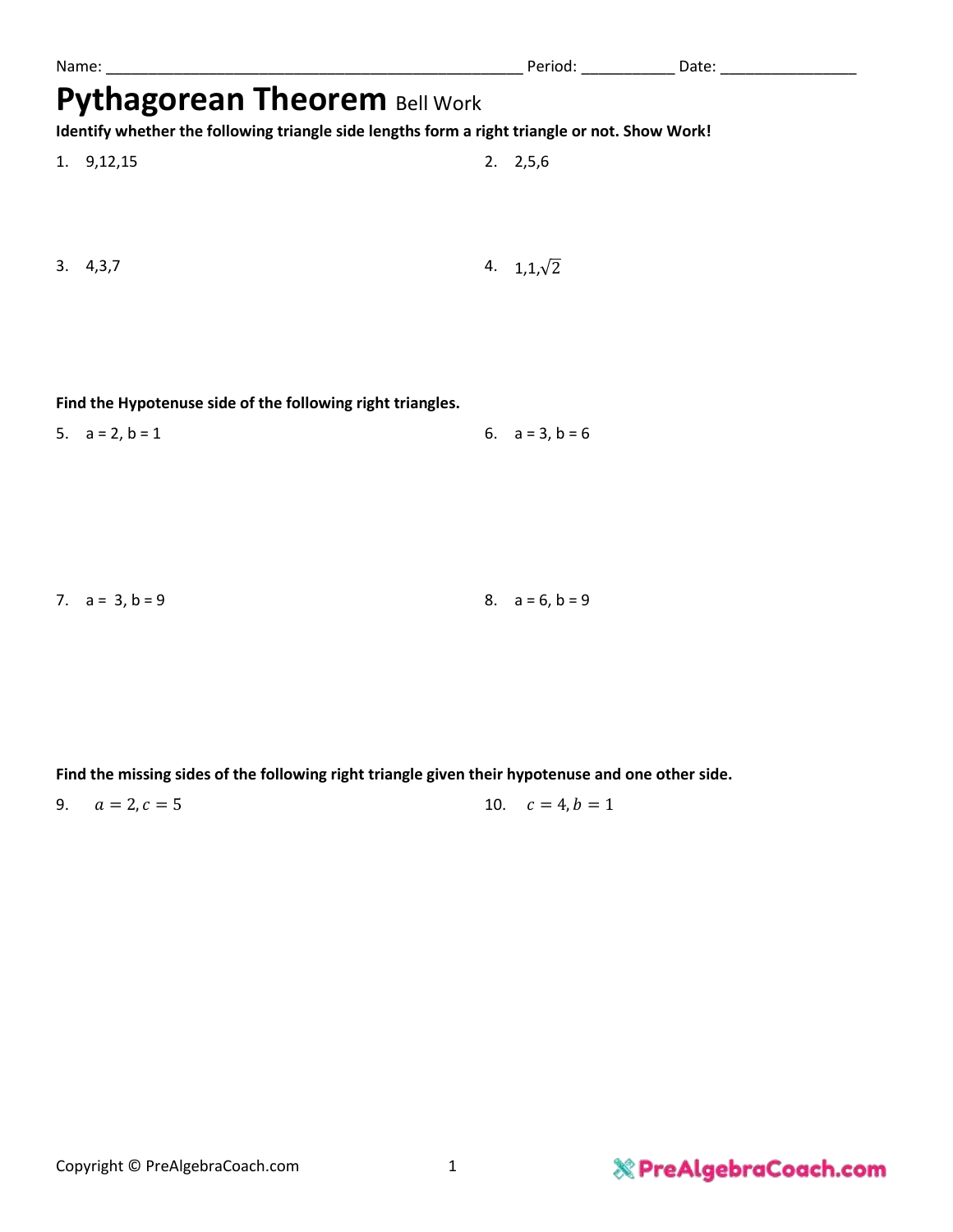Name: ________________________________________________ Period: __________ Date: _______________

# Pythagorean Theorem Bell Work

**Identify whether the following triangle side lengths form a right triangle or not. Show Work!**

1. 9,12,15
2. 2,5,6
3. 4,3,7
4. $1,1,\sqrt{2}$

**Find the Hypotenuse side of the following right triangles.**

5. a = 2, b = 1
6. a = 3, b = 6
7. a = 3, b = 9
8. a = 6, b = 9

**Find the missing sides of the following right triangle given their hypotenuse and one other side.**

9. $a = 2, c = 5$
10. $c = 4, b = 1$

Copyright © PreAlgebraCoach.com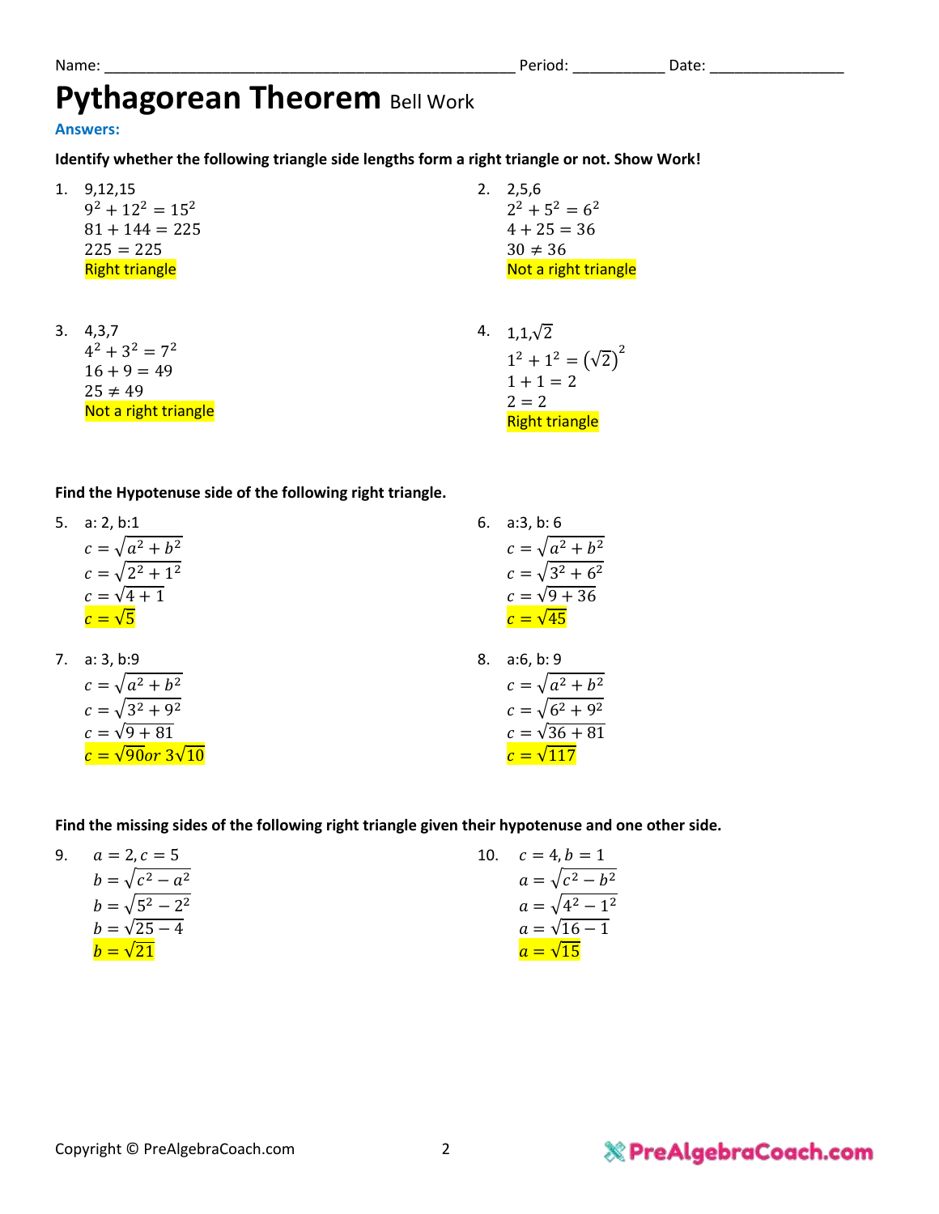Name: ______________________________________________ Period: __________ Date: _______________

# Pythagorean Theorem Bell Work

**Answers:**

**Identify whether the following triangle side lengths form a right triangle or not. Show Work!**

1. 9,12,15
   $9^2 + 12^2 = 15^2$
   $81 + 144 = 225$
   $225 = 225$
   Right triangle

2. 2,5,6
   $2^2 + 5^2 = 6^2$
   $4 + 25 = 36$
   $30 \neq 36$
   Not a right triangle

3. 4,3,7
   $4^2 + 3^2 = 7^2$
   $16 + 9 = 49$
   $25 \neq 49$
   Not a right triangle

4. 1,1,$\sqrt{2}$
   $1^2 + 1^2 = \left(\sqrt{2}\right)^2$
   $1 + 1 = 2$
   $2 = 2$
   Right triangle

**Find the Hypotenuse side of the following right triangle.**

5. a: 2, b:1
   $c = \sqrt{a^2 + b^2}$
   $c = \sqrt{2^2 + 1^2}$
   $c = \sqrt{4 + 1}$
   $c = \sqrt{5}$

6. a:3, b: 6
   $c = \sqrt{a^2 + b^2}$
   $c = \sqrt{3^2 + 6^2}$
   $c = \sqrt{9 + 36}$
   $c = \sqrt{45}$

7. a: 3, b:9
   $c = \sqrt{a^2 + b^2}$
   $c = \sqrt{3^2 + 9^2}$
   $c = \sqrt{9 + 81}$
   $c = \sqrt{90} or\ 3\sqrt{10}$

8. a:6, b: 9
   $c = \sqrt{a^2 + b^2}$
   $c = \sqrt{6^2 + 9^2}$
   $c = \sqrt{36 + 81}$
   $c = \sqrt{117}$

**Find the missing sides of the following right triangle given their hypotenuse and one other side.**

9. $a = 2, c = 5$
   $b = \sqrt{c^2 - a^2}$
   $b = \sqrt{5^2 - 2^2}$
   $b = \sqrt{25 - 4}$
   $b = \sqrt{21}$

10. $c = 4, b = 1$
    $a = \sqrt{c^2 - b^2}$
    $a = \sqrt{4^2 - 1^2}$
    $a = \sqrt{16 - 1}$
    $a = \sqrt{15}$

Copyright © PreAlgebraCoach.com

PreAlgebraCoach.com